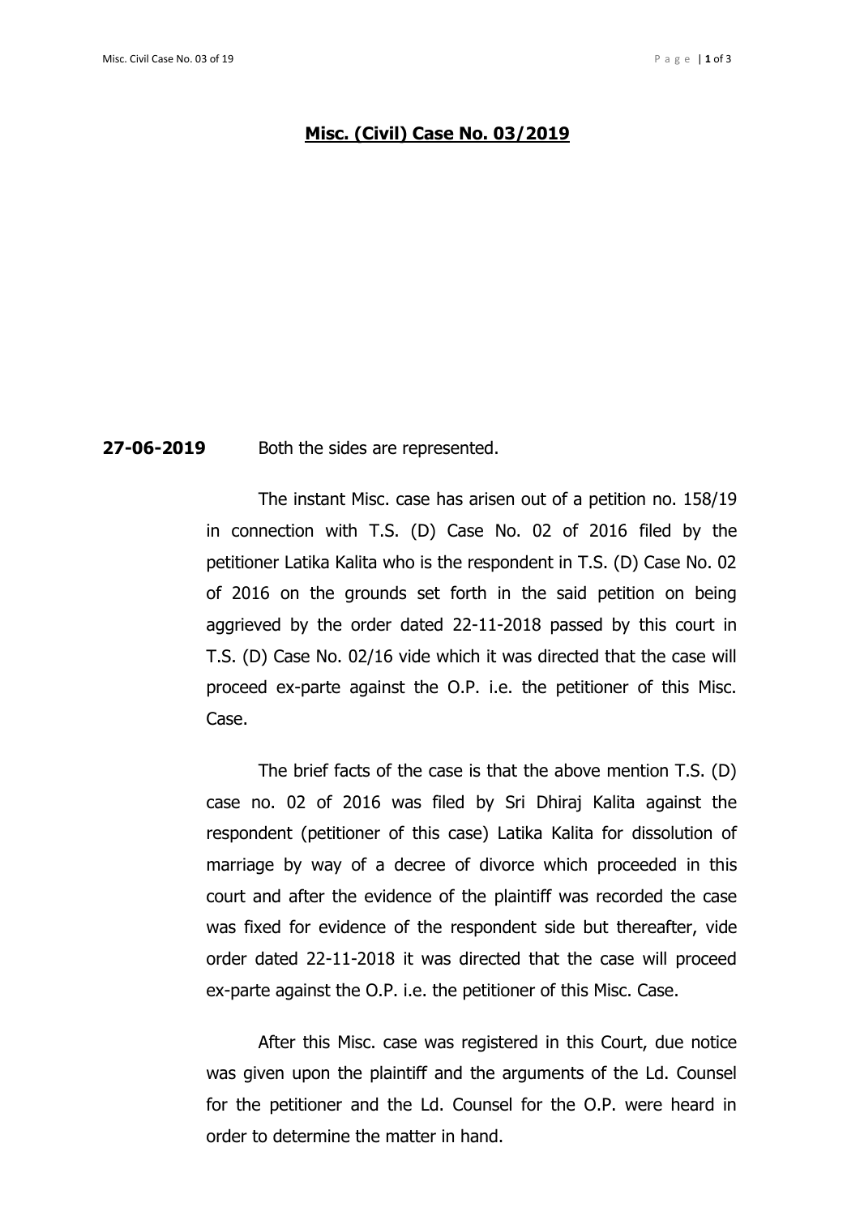**Misc. (Civil) Case No. 03/2019**

**27-06-2019** Both the sides are represented.

The instant Misc. case has arisen out of a petition no. 158/19 in connection with T.S. (D) Case No. 02 of 2016 filed by the petitioner Latika Kalita who is the respondent in T.S. (D) Case No. 02 of 2016 on the grounds set forth in the said petition on being aggrieved by the order dated 22-11-2018 passed by this court in T.S. (D) Case No. 02/16 vide which it was directed that the case will proceed ex-parte against the O.P. i.e. the petitioner of this Misc. Case.

The brief facts of the case is that the above mention T.S. (D) case no. 02 of 2016 was filed by Sri Dhiraj Kalita against the respondent (petitioner of this case) Latika Kalita for dissolution of marriage by way of a decree of divorce which proceeded in this court and after the evidence of the plaintiff was recorded the case was fixed for evidence of the respondent side but thereafter, vide order dated 22-11-2018 it was directed that the case will proceed ex-parte against the O.P. i.e. the petitioner of this Misc. Case.

After this Misc. case was registered in this Court, due notice was given upon the plaintiff and the arguments of the Ld. Counsel for the petitioner and the Ld. Counsel for the O.P. were heard in order to determine the matter in hand.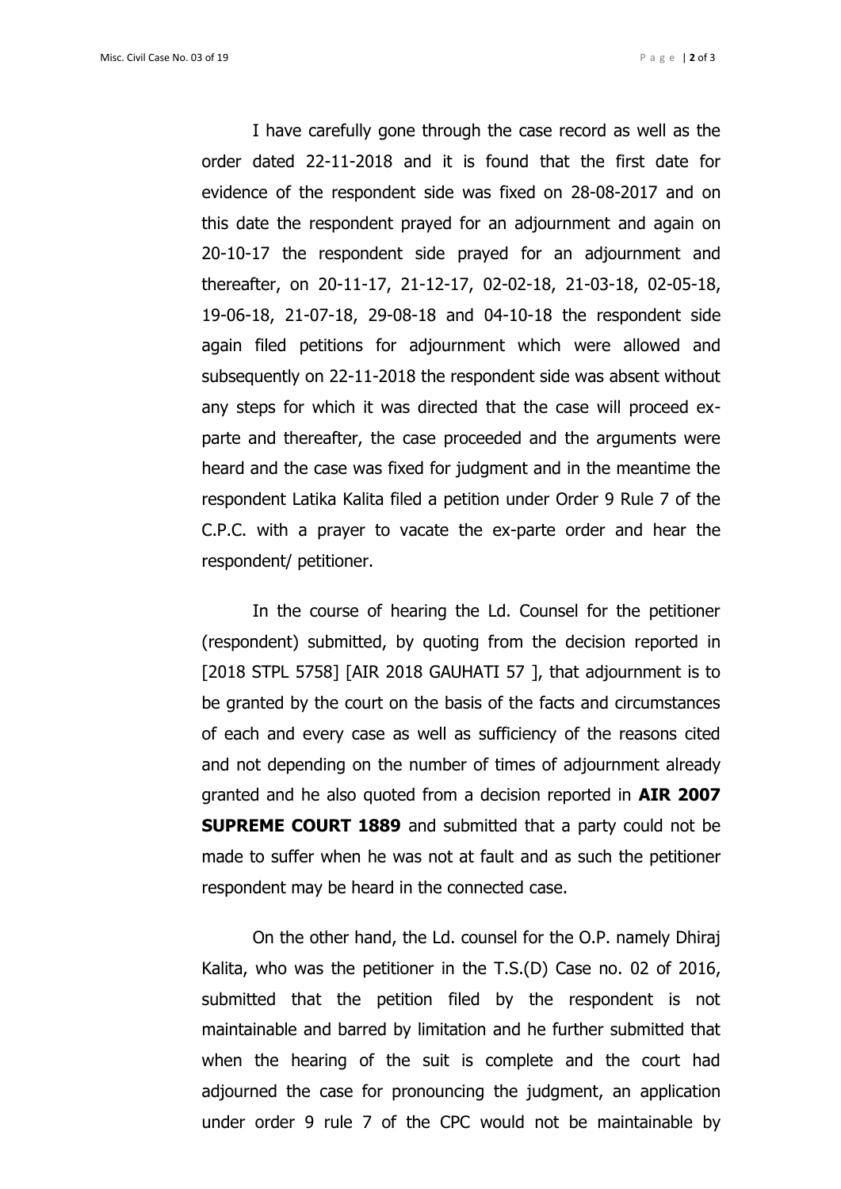I have carefully gone through the case record as well as the order dated 22-11-2018 and it is found that the first date for evidence of the respondent side was fixed on 28-08-2017 and on this date the respondent prayed for an adjournment and again on 20-10-17 the respondent side prayed for an adjournment and thereafter, on 20-11-17, 21-12-17, 02-02-18, 21-03-18, 02-05-18, 19-06-18, 21-07-18, 29-08-18 and 04-10-18 the respondent side again filed petitions for adjournment which were allowed and subsequently on 22-11-2018 the respondent side was absent without any steps for which it was directed that the case will proceed ex-parte and thereafter, the case proceeded and the arguments were heard and the case was fixed for judgment and in the meantime the respondent Latika Kalita filed a petition under Order 9 Rule 7 of the C.P.C. with a prayer to vacate the ex-parte order and hear the respondent/ petitioner.

In the course of hearing the Ld. Counsel for the petitioner (respondent) submitted, by quoting from the decision reported in [2018 STPL 5758] [AIR 2018 GAUHATI 57 ], that adjournment is to be granted by the court on the basis of the facts and circumstances of each and every case as well as sufficiency of the reasons cited and not depending on the number of times of adjournment already granted and he also quoted from a decision reported in **AIR 2007 SUPREME COURT 1889** and submitted that a party could not be made to suffer when he was not at fault and as such the petitioner respondent may be heard in the connected case.

On the other hand, the Ld. counsel for the O.P. namely Dhiraj Kalita, who was the petitioner in the T.S.(D) Case no. 02 of 2016, submitted that the petition filed by the respondent is not maintainable and barred by limitation and he further submitted that when the hearing of the suit is complete and the court had adjourned the case for pronouncing the judgment, an application under order 9 rule 7 of the CPC would not be maintainable by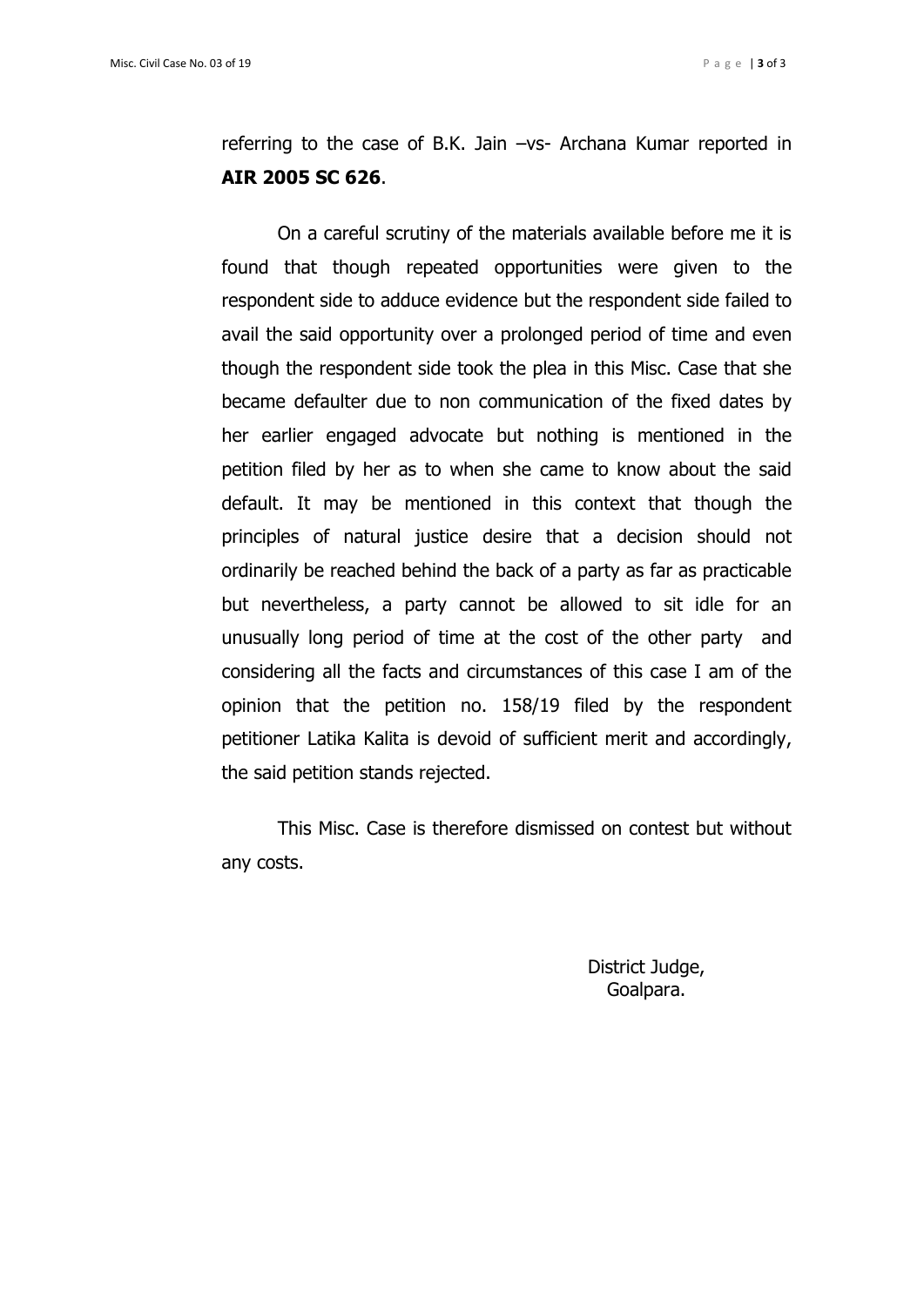referring to the case of B.K. Jain –vs- Archana Kumar reported in **AIR 2005 SC 626**.

On a careful scrutiny of the materials available before me it is found that though repeated opportunities were given to the respondent side to adduce evidence but the respondent side failed to avail the said opportunity over a prolonged period of time and even though the respondent side took the plea in this Misc. Case that she became defaulter due to non communication of the fixed dates by her earlier engaged advocate but nothing is mentioned in the petition filed by her as to when she came to know about the said default. It may be mentioned in this context that though the principles of natural justice desire that a decision should not ordinarily be reached behind the back of a party as far as practicable but nevertheless, a party cannot be allowed to sit idle for an unusually long period of time at the cost of the other party and considering all the facts and circumstances of this case I am of the opinion that the petition no. 158/19 filed by the respondent petitioner Latika Kalita is devoid of sufficient merit and accordingly, the said petition stands rejected.

This Misc. Case is therefore dismissed on contest but without any costs.

District Judge,
Goalpara.